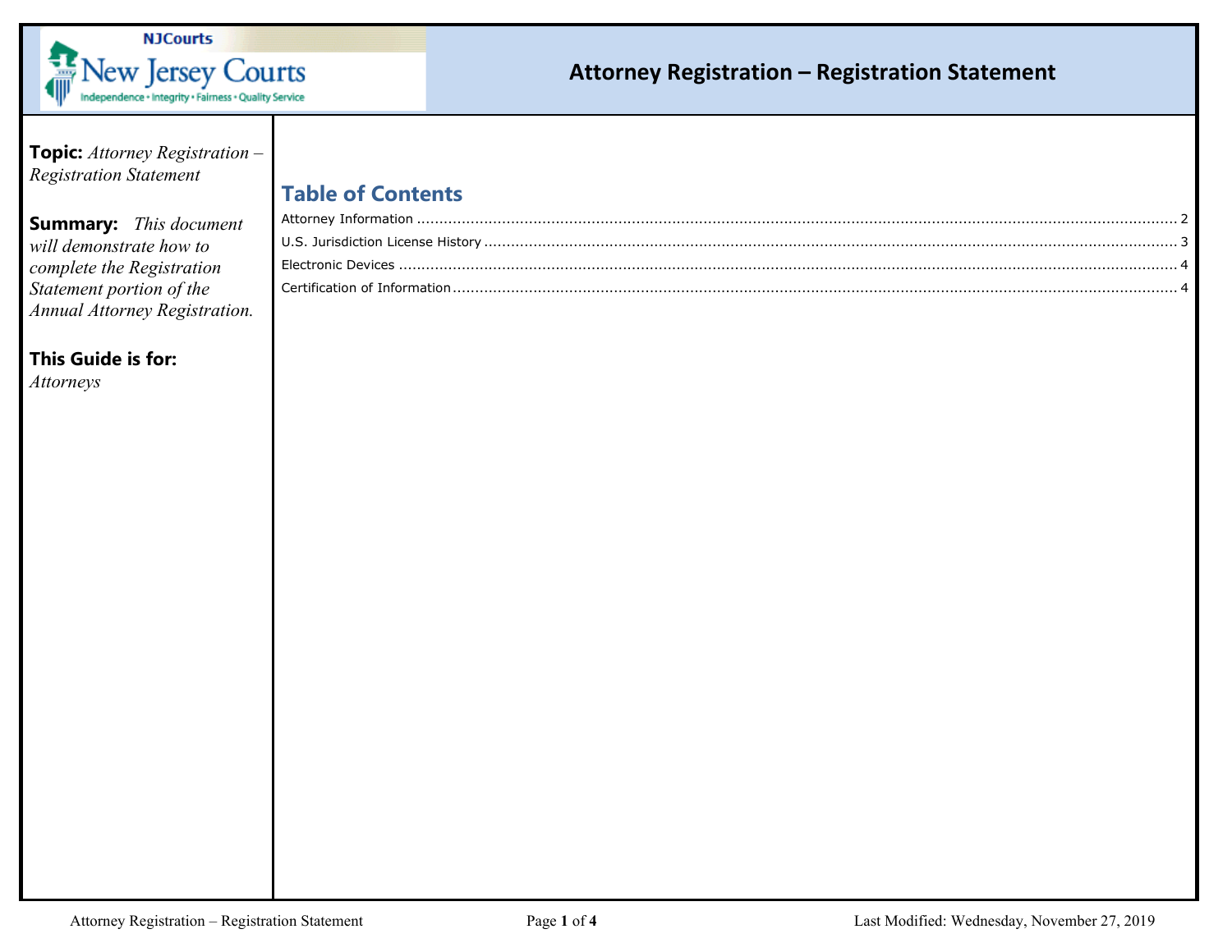# Attorney Registration – Registration Statement

**Topic:** *Attorney Registration – Registration Statement*

**Summary:** *This document will demonstrate how to complete the Registration Statement portion of the Annual Attorney Registration.*

**This Guide is for:**
*Attorneys*

## Table of Contents

Attorney Information ........ 2
U.S. Jurisdiction License History ........ 3
Electronic Devices ........ 4
Certification of Information ........ 4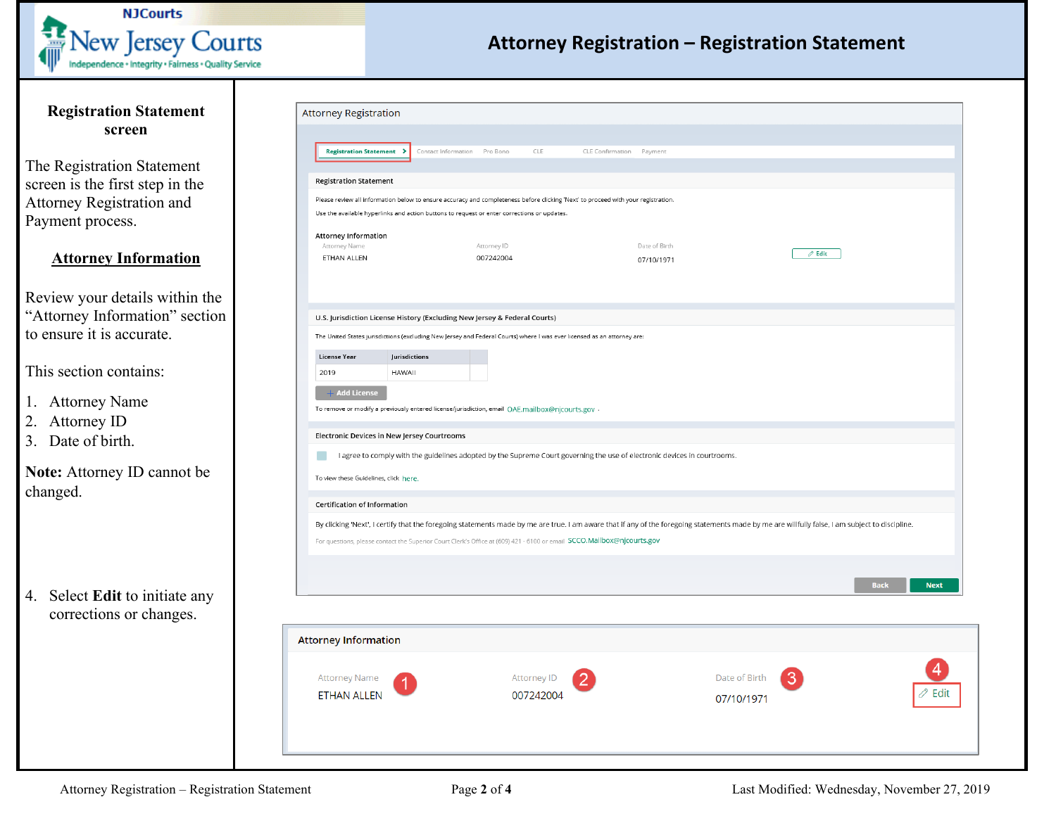# Attorney Registration – Registration Statement

## Registration Statement screen

The Registration Statement screen is the first step in the Attorney Registration and Payment process.

### Attorney Information

Review your details within the "Attorney Information" section to ensure it is accurate.

This section contains:

1. Attorney Name
2. Attorney ID
3. Date of birth.

**Note:** Attorney ID cannot be changed.

4. Select **Edit** to initiate any corrections or changes.

---

Attorney Registration

Registration Statement > | Contact Information | Pro Bono | CLE | CLE Confirmation | Payment

**Registration Statement**

Please review all information below to ensure accuracy and completeness before clicking 'Next' to proceed with your registration.

Use the available hyperlinks and action buttons to request or enter corrections or updates.

**Attorney Information**

| Attorney Name | Attorney ID | Date of Birth | |
|---|---|---|---|
| ETHAN ALLEN | 007242004 | 07/10/1971 | Edit |

**U.S. Jurisdiction License History (Excluding New Jersey & Federal Courts)**

The United States jurisdictions (excluding New Jersey and Federal Courts) where I was ever licensed as an attorney are:

| License Year | Jurisdictions |
|---|---|
| 2019 | HAWAII |

+ Add License

To remove or modify a previously entered license/jurisdiction, email OAE.mailbox@njcourts.gov .

**Electronic Devices in New Jersey Courtrooms**

I agree to comply with the guidelines adopted by the Supreme Court governing the use of electronic devices in courtrooms.

To view these Guidelines, click here.

**Certification of Information**

By clicking 'Next', I certify that the foregoing statements made by me are true. I am aware that if any of the foregoing statements made by me are willfully false, I am subject to discipline.

For questions, please contact the Superior Court Clerk's Office at (609) 421 - 6100 or email SCCO.Mailbox@njcourts.gov

Back | Next

---

**Attorney Information**

| Attorney Name (1) | Attorney ID (2) | Date of Birth (3) | (4) |
|---|---|---|---|
| ETHAN ALLEN | 007242004 | 07/10/1971 | Edit |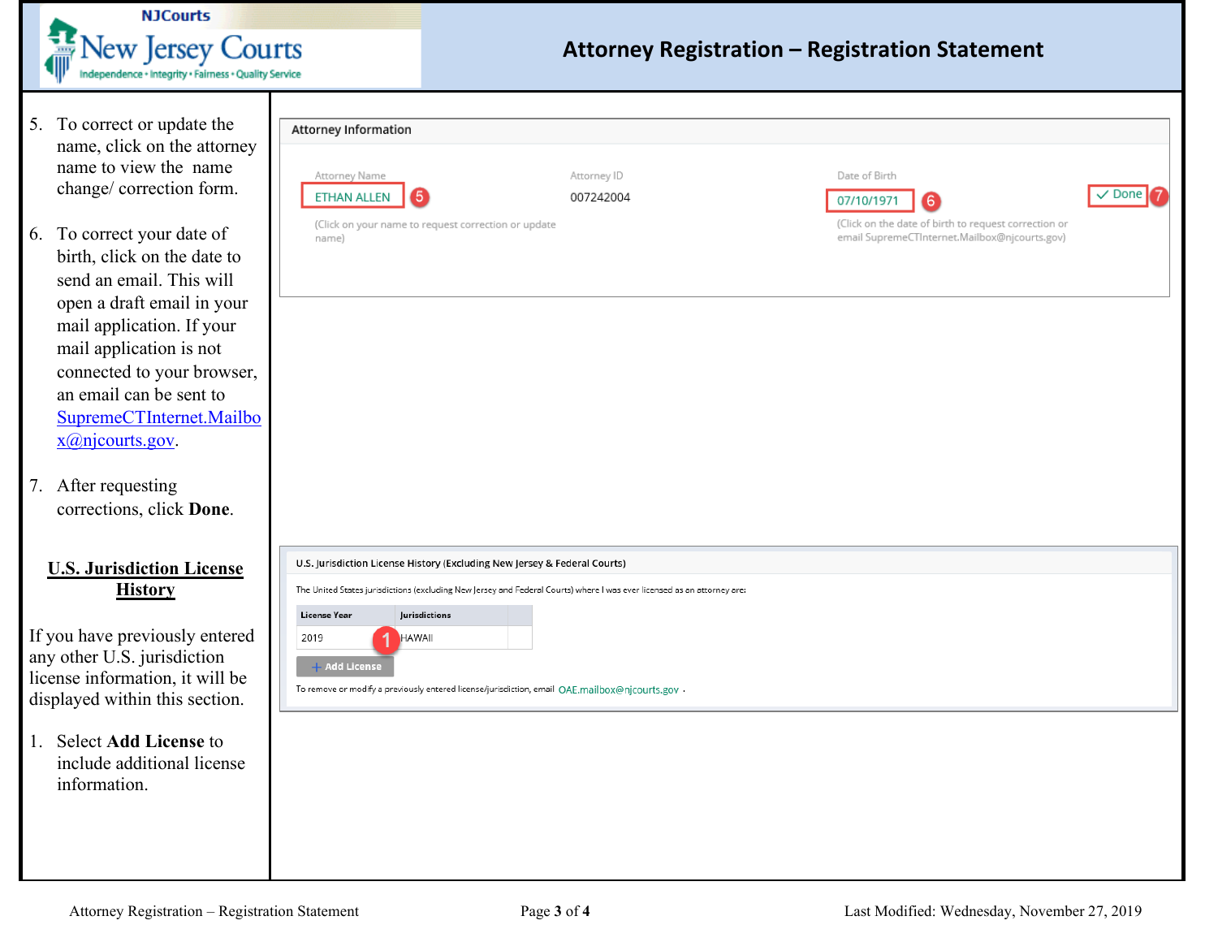5. To correct or update the name, click on the attorney name to view the name change/ correction form.

6. To correct your date of birth, click on the date to send an email. This will open a draft email in your mail application. If your mail application is not connected to your browser, an email can be sent to SupremeCTInternet.Mailbox@njcourts.gov.

7. After requesting corrections, click **Done**.

**Attorney Information**

| Attorney Name | Attorney ID | Date of Birth | |
|---|---|---|---|
| ETHAN ALLEN (5) | 007242004 | 07/10/1971 (6) | ✓ Done (7) |
| (Click on your name to request correction or update name) | | (Click on the date of birth to request correction or email SupremeCTInternet.Mailbox@njcourts.gov) | |

## U.S. Jurisdiction License History

If you have previously entered any other U.S. jurisdiction license information, it will be displayed within this section.

1. Select **Add License** to include additional license information.

**U.S. Jurisdiction License History (Excluding New Jersey & Federal Courts)**

The United States jurisdictions (excluding New Jersey and Federal Courts) where I was ever licensed as an attorney are:

| License Year | Jurisdictions |
|---|---|
| 2019 | HAWAII |

\+ Add License (1)

To remove or modify a previously entered license/jurisdiction, email OAE.mailbox@njcourts.gov .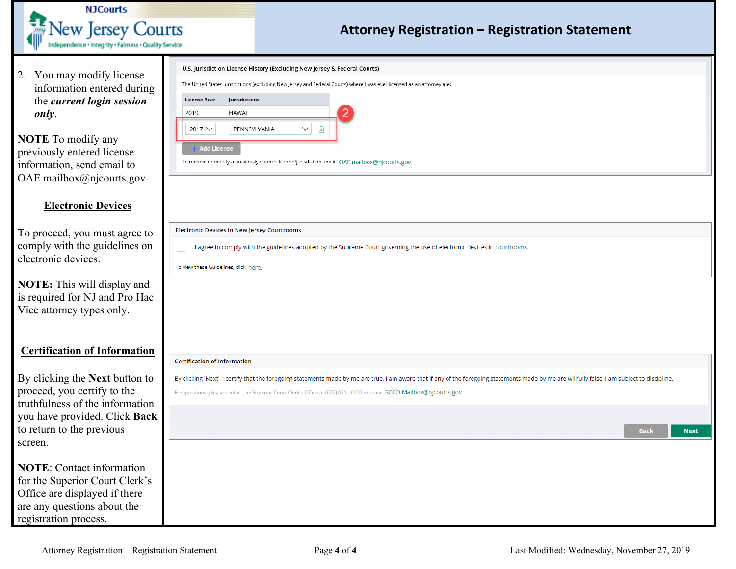2. You may modify license information entered during the ***current login session only***.

**NOTE** To modify any previously entered license information, send email to OAE.mailbox@njcourts.gov.

U.S. Jurisdiction License History (Excluding New Jersey & Federal Courts)

The United States jurisdictions (excluding New Jersey and Federal Courts) where I was ever licensed as an attorney are:

| License Year | Jurisdictions |
|---|---|
| 2019 | HAWAII |
| 2017 | PENNSYLVANIA |

2

+ Add License

To remove or modify a previously entered license/jurisdiction, email OAE.mailbox@njcourts.gov .

## Electronic Devices

To proceed, you must agree to comply with the guidelines on electronic devices.

**NOTE:** This will display and is required for NJ and Pro Hac Vice attorney types only.

Electronic Devices in New Jersey Courtrooms

I agree to comply with the guidelines adopted by the Supreme Court governing the use of electronic devices in courtrooms.

To view these Guidelines, click here.

## Certification of Information

By clicking the **Next** button to proceed, you certify to the truthfulness of the information you have provided. Click **Back** to return to the previous screen.

**NOTE**: Contact information for the Superior Court Clerk's Office are displayed if there are any questions about the registration process.

Certification of Information

By clicking 'Next', I certify that the foregoing statements made by me are true. I am aware that if any of the foregoing statements made by me are willfully false, I am subject to discipline.

For questions, please contact the Superior Court Clerk's Office at (609) 421 - 6100 or email SCCO.Mailbox@njcourts.gov

Back | Next